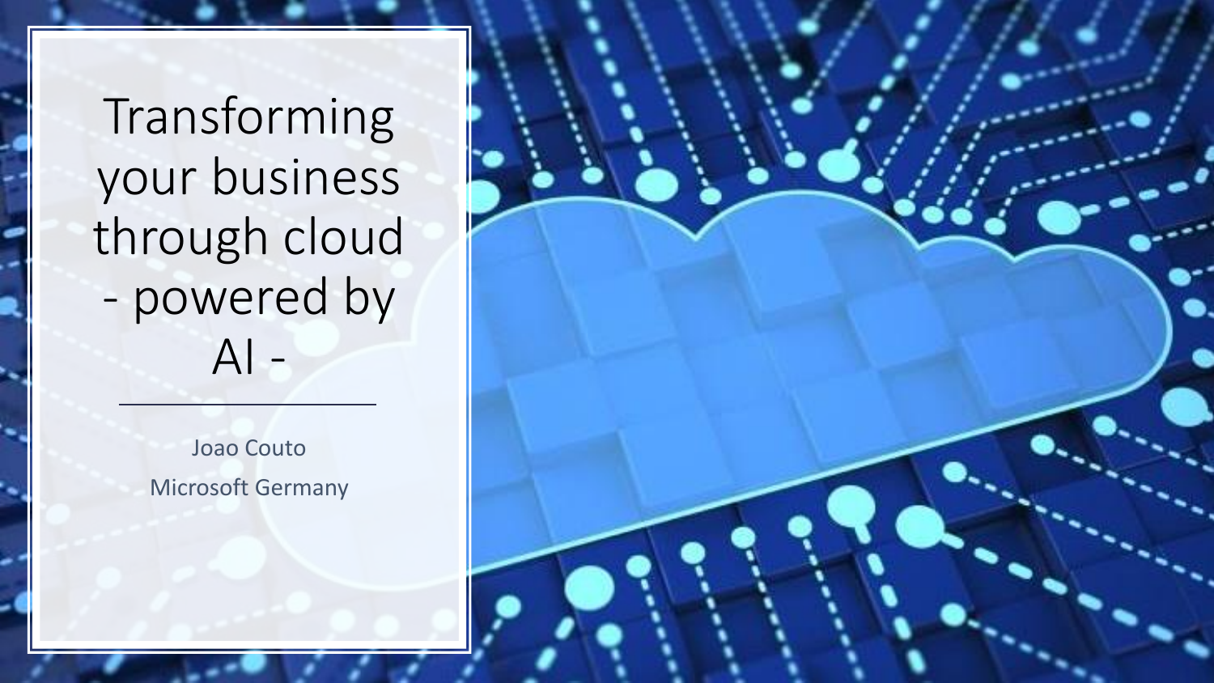# Transforming your business through cloud - powered by AI -

Joao Couto

Microsoft Germany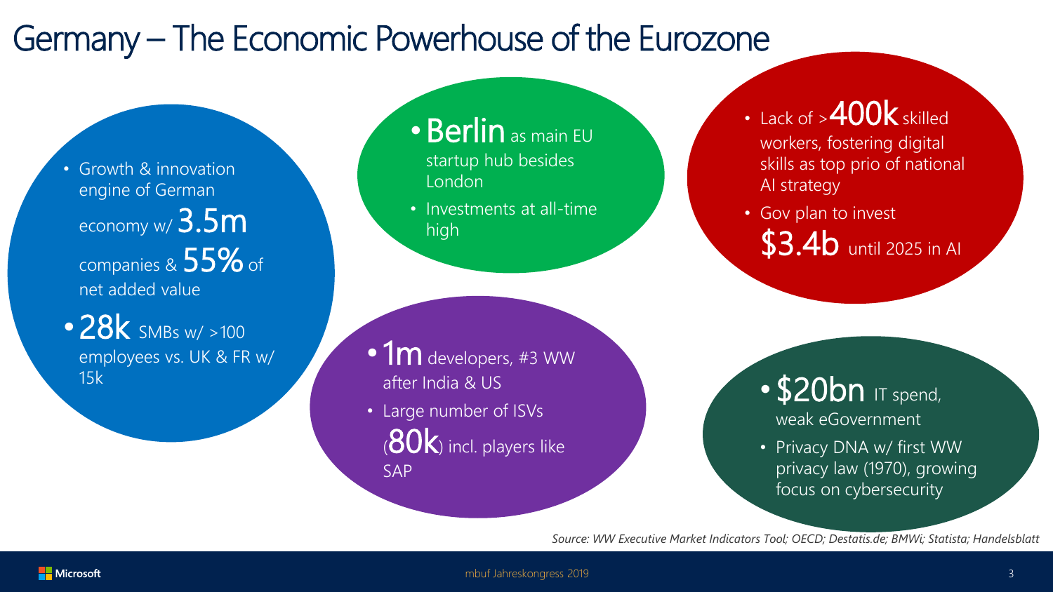# Germany – The Economic Powerhouse of the Eurozone

- Growth & innovation engine of German economy w/ 3.5m companies & 55% of net added value
- 28k SMBs w/ >100 employees vs. UK & FR w/ 15k

- Berlin as main EU startup hub besides London
- Investments at all-time high

- Lack of >400k skilled workers, fostering digital skills as top prio of national AI strategy
- Gov plan to invest $3.4b until 2025 in AI

- 1m developers, #3 WW after India & US
- Large number of ISVs (80k) incl. players like SAP

- $20bn IT spend, weak eGovernment
- Privacy DNA w/ first WW privacy law (1970), growing focus on cybersecurity

*Source: WW Executive Market Indicators Tool; OECD; Destatis.de; BMWi; Statista; Handelsblatt*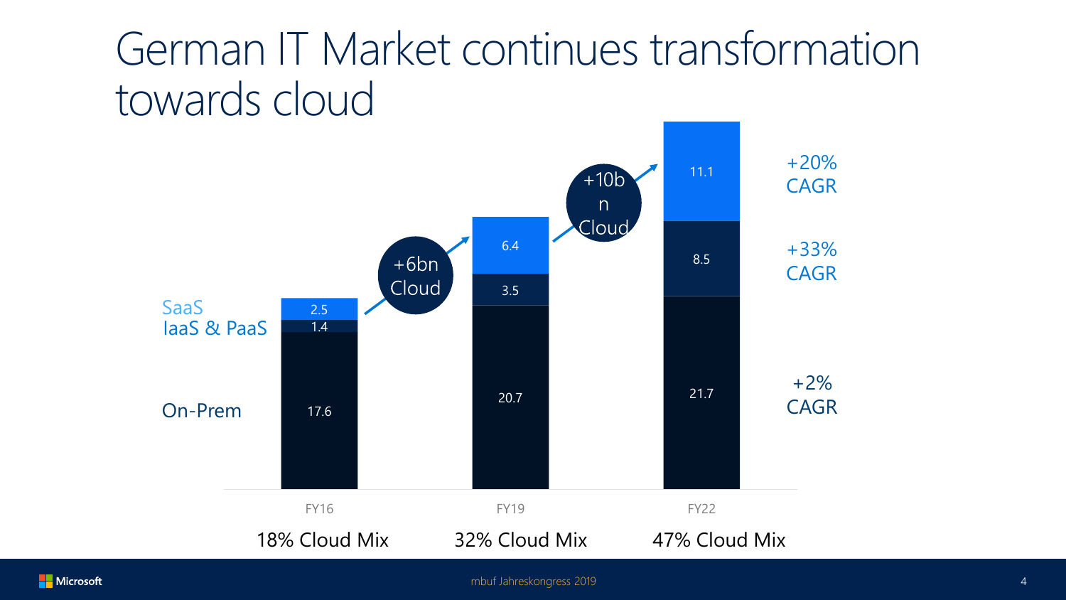# German IT Market continues transformation towards cloud

| | FY16 | FY19 | FY22 | CAGR |
|---|---|---|---|---|
| SaaS | 2.5 | 6.4 | 11.1 | +20% CAGR |
| IaaS & PaaS | 1.4 | 3.5 | 8.5 | +33% CAGR |
| On-Prem | 17.6 | 20.7 | 21.7 | +2% CAGR |
| | 18% Cloud Mix | 32% Cloud Mix | 47% Cloud Mix | |

FY16 → FY19: +6bn Cloud

FY19 → FY22: +10bn Cloud

mbuf Jahreskongress 2019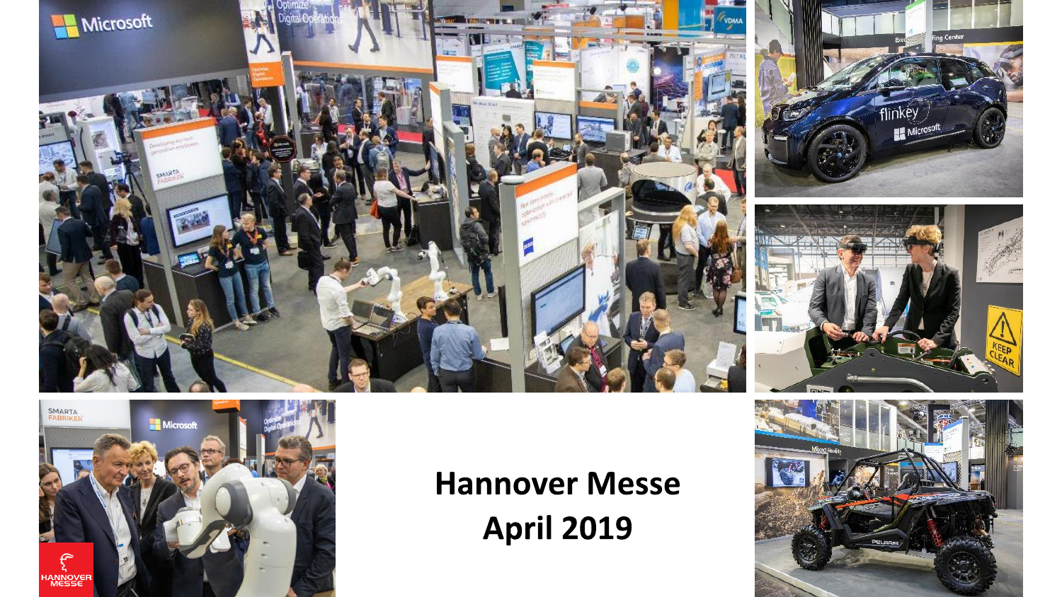**Hannover Messe**
**April 2019**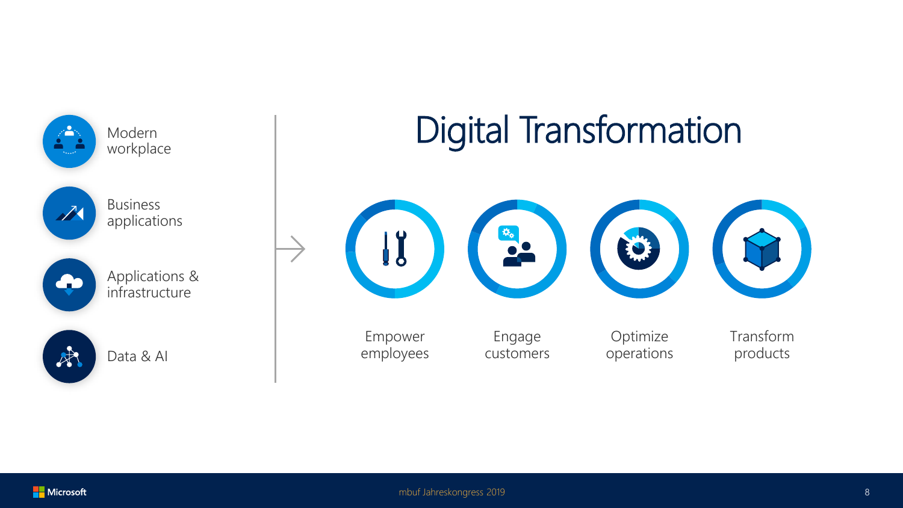# Digital Transformation

- Modern workplace
- Business applications
- Applications & infrastructure
- Data & AI

→

- Empower employees
- Engage customers
- Optimize operations
- Transform products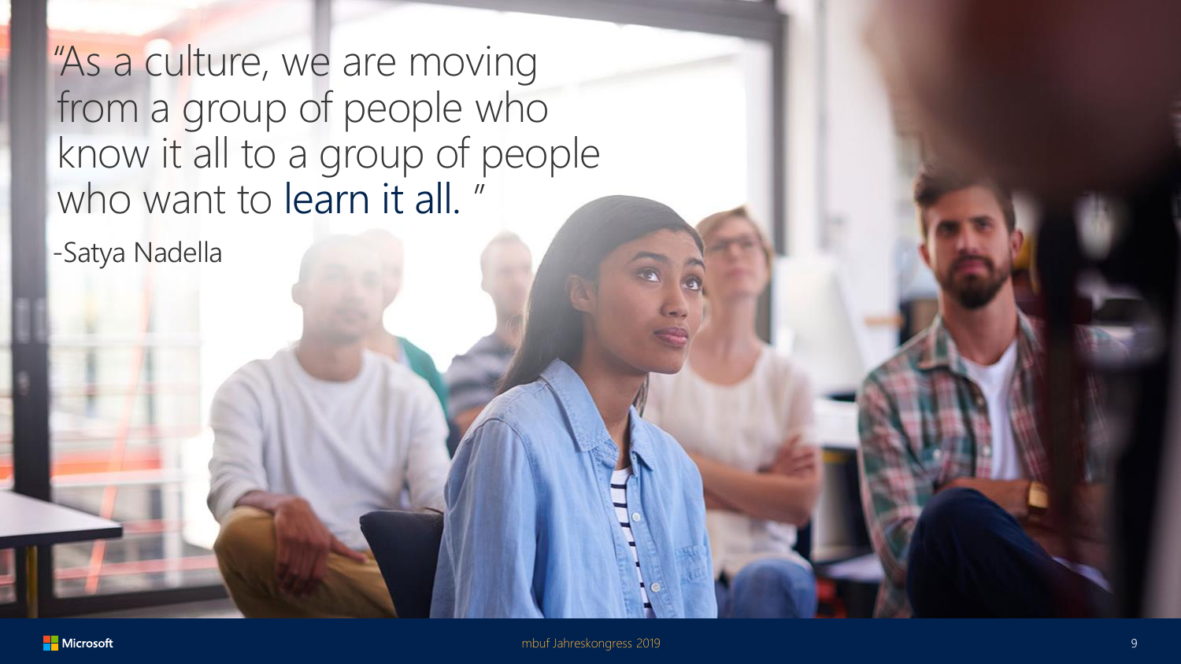"As a culture, we are moving from a group of people who know it all to a group of people who want to learn it all."

-Satya Nadella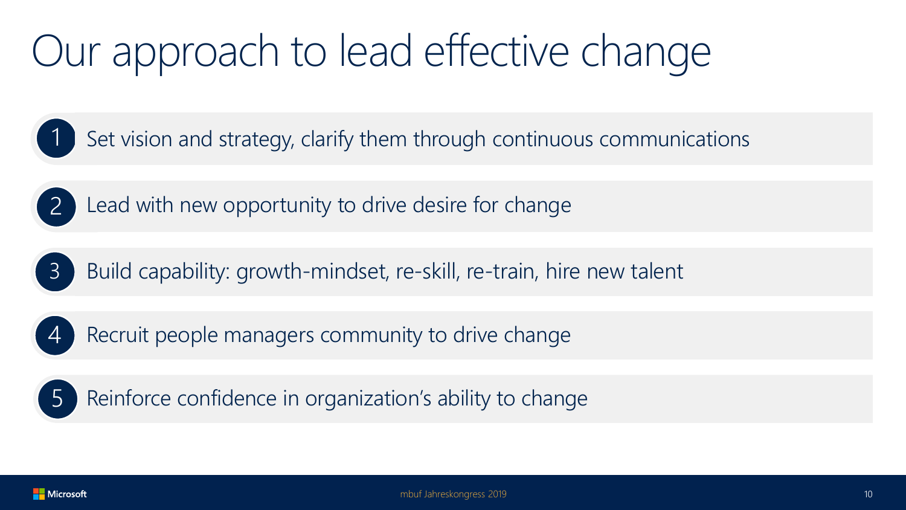# Our approach to lead effective change

1. Set vision and strategy, clarify them through continuous communications
2. Lead with new opportunity to drive desire for change
3. Build capability: growth-mindset, re-skill, re-train, hire new talent
4. Recruit people managers community to drive change
5. Reinforce confidence in organization's ability to change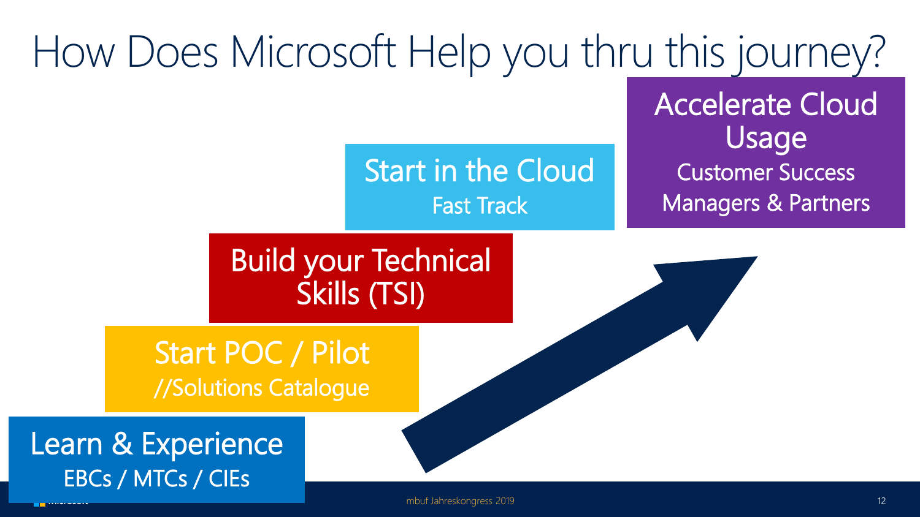# How Does Microsoft Help you thru this journey?

**Learn & Experience**
EBCs / MTCs / CIEs

**Start POC / Pilot**
//Solutions Catalogue

**Build your Technical Skills (TSI)**

**Start in the Cloud**
Fast Track

**Accelerate Cloud Usage**
Customer Success Managers & Partners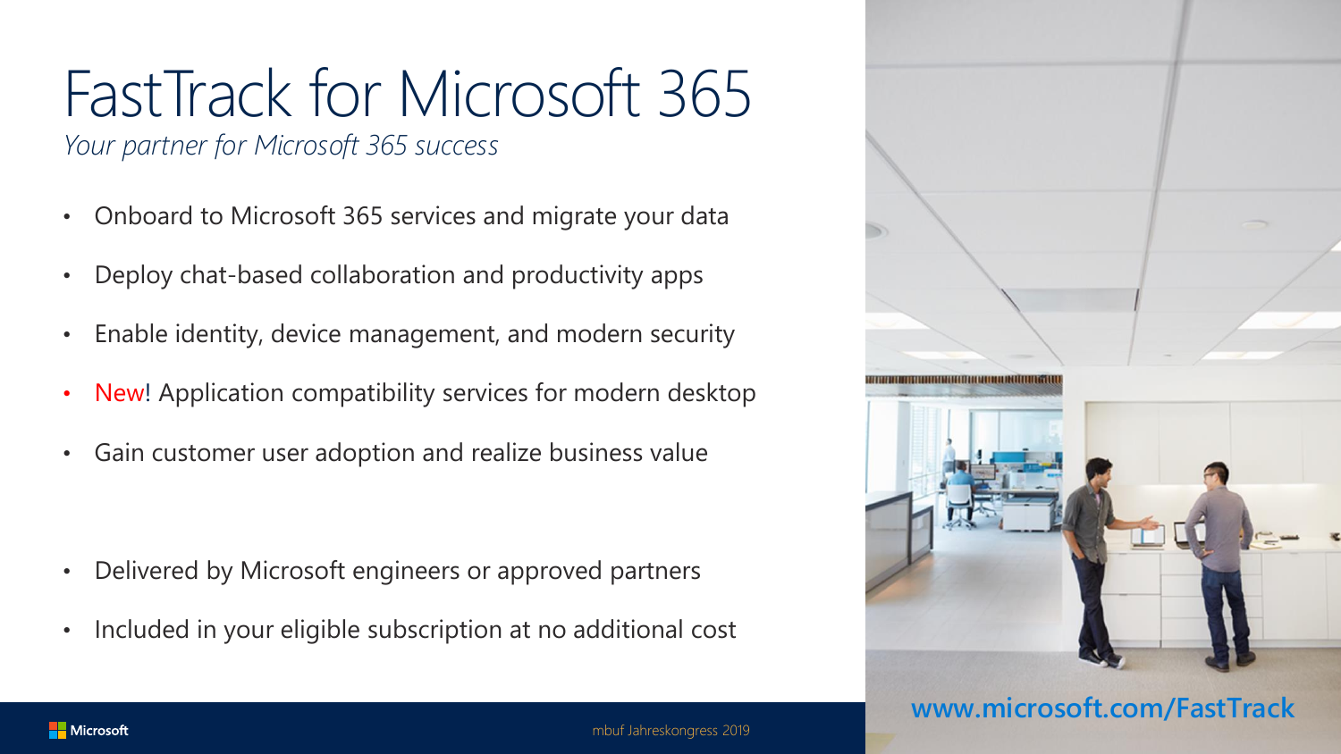# FastTrack for Microsoft 365

*Your partner for Microsoft 365 success*

- Onboard to Microsoft 365 services and migrate your data
- Deploy chat-based collaboration and productivity apps
- Enable identity, device management, and modern security
- New! Application compatibility services for modern desktop
- Gain customer user adoption and realize business value

- Delivered by Microsoft engineers or approved partners
- Included in your eligible subscription at no additional cost

**www.microsoft.com/FastTrack**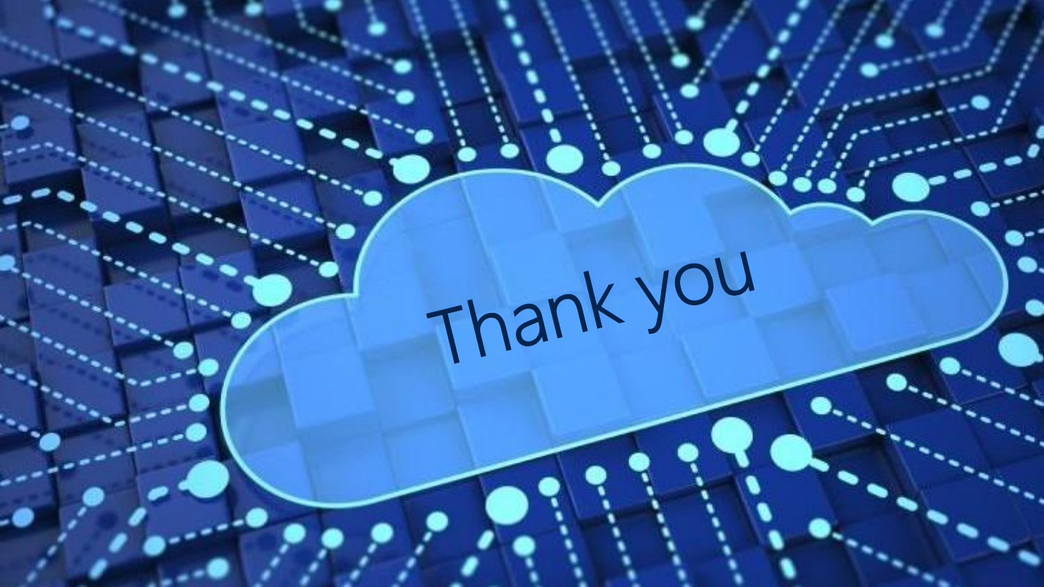Thank you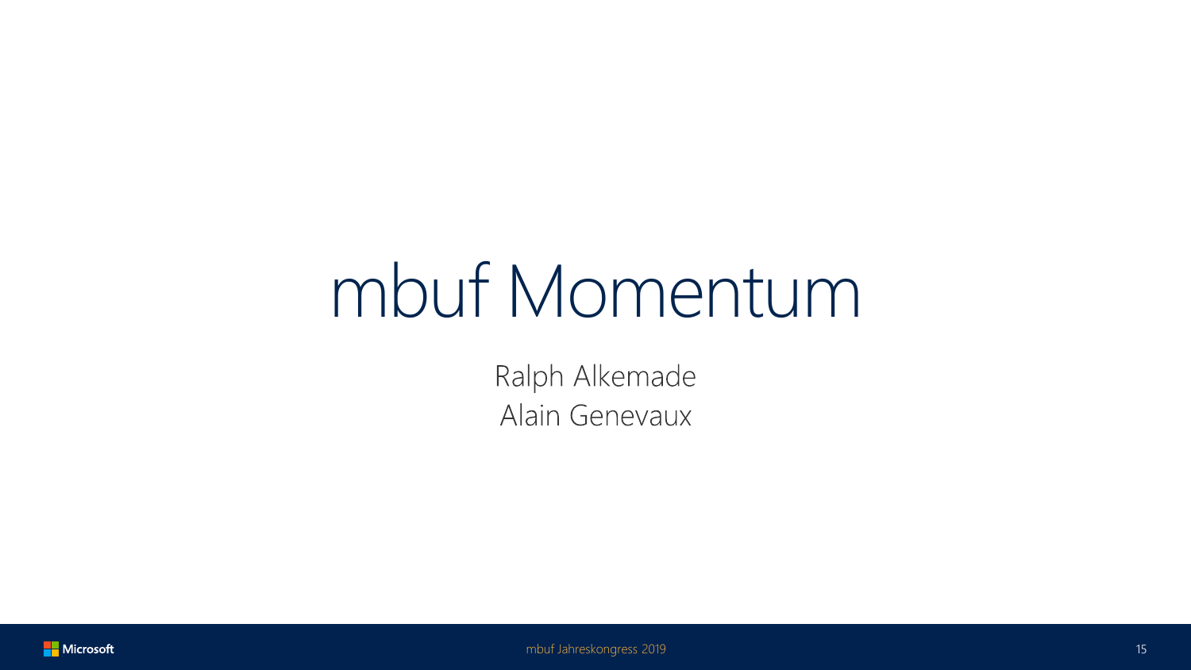# mbuf Momentum

Ralph Alkemade
Alain Genevaux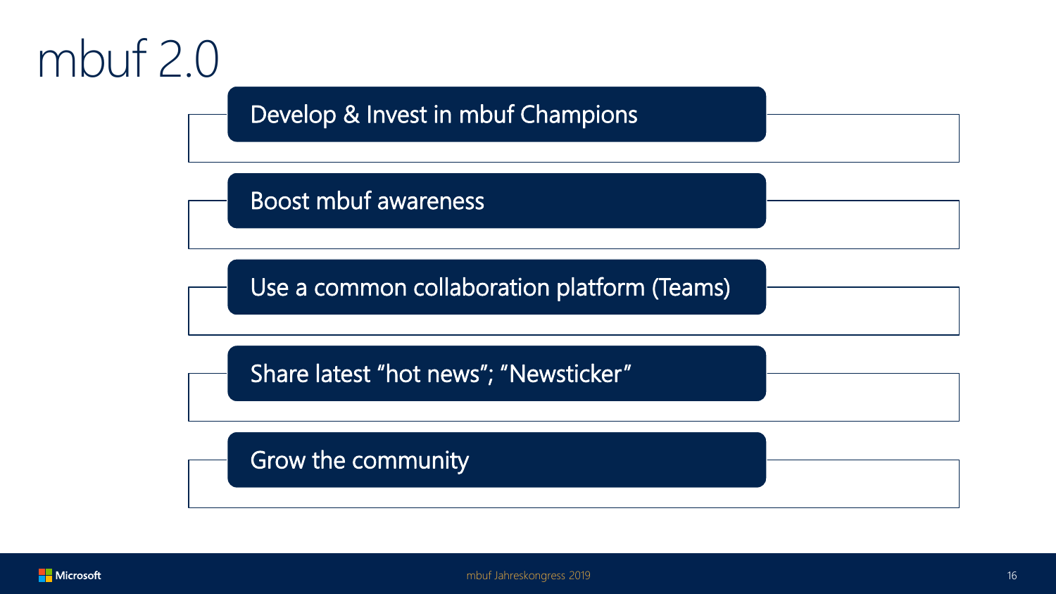# mbuf 2.0

- Develop & Invest in mbuf Champions
- Boost mbuf awareness
- Use a common collaboration platform (Teams)
- Share latest “hot news”; “Newsticker”
- Grow the community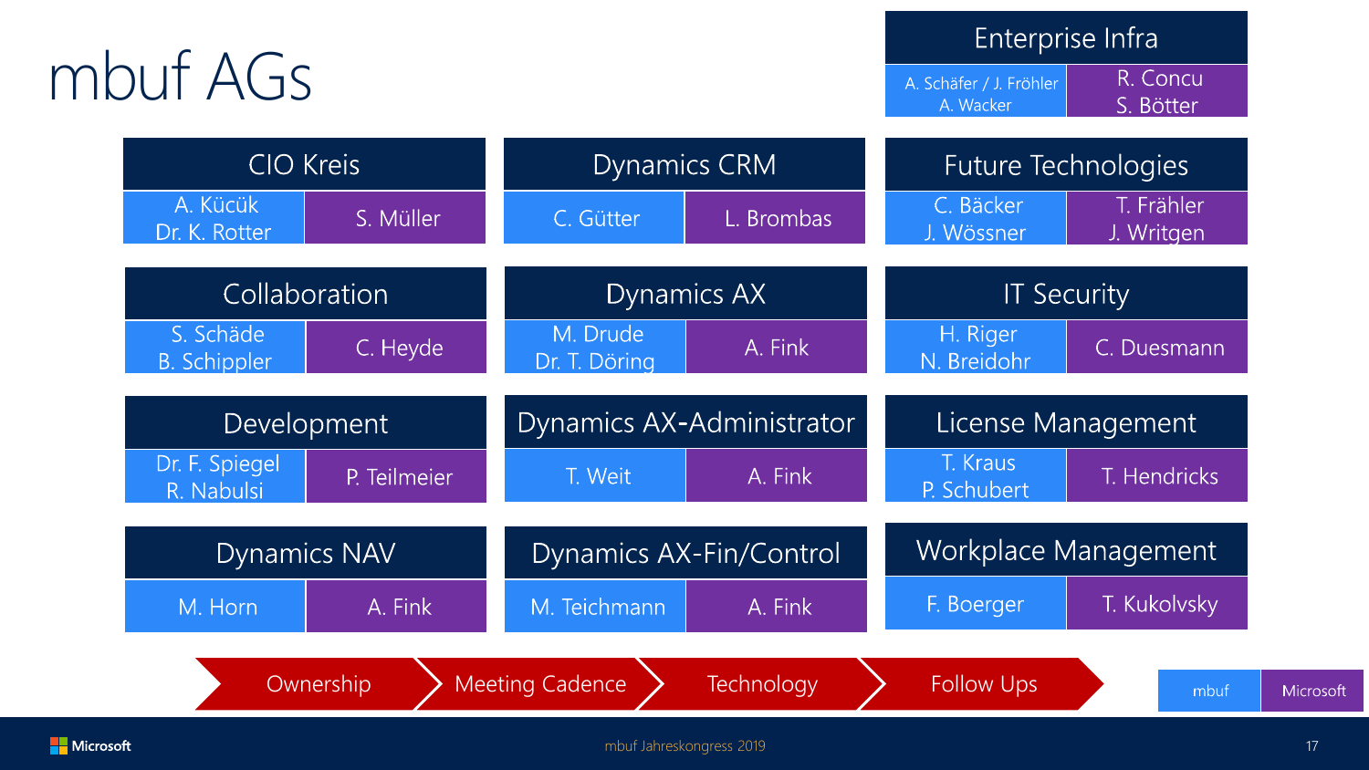# mbuf AGs

| AG | mbuf | Microsoft |
| --- | --- | --- |
| Enterprise Infra | A. Schäfer / J. Fröhler<br>A. Wacker | R. Concu<br>S. Bötter |
| CIO Kreis | A. Kücük<br>Dr. K. Rotter | S. Müller |
| Dynamics CRM | C. Gütter | L. Brombas |
| Future Technologies | C. Bäcker<br>J. Wössner | T. Frähler<br>J. Writgen |
| Collaboration | S. Schäde<br>B. Schippler | C. Heyde |
| Dynamics AX | M. Drude<br>Dr. T. Döring | A. Fink |
| IT Security | H. Riger<br>N. Breidohr | C. Duesmann |
| Development | Dr. F. Spiegel<br>R. Nabulsi | P. Teilmeier |
| Dynamics AX-Administrator | T. Weit | A. Fink |
| License Management | T. Kraus<br>P. Schubert | T. Hendricks |
| Dynamics NAV | M. Horn | A. Fink |
| Dynamics AX-Fin/Control | M. Teichmann | A. Fink |
| Workplace Management | F. Boerger | T. Kukolvsky |

Ownership → Meeting Cadence → Technology → Follow Ups

mbuf | Microsoft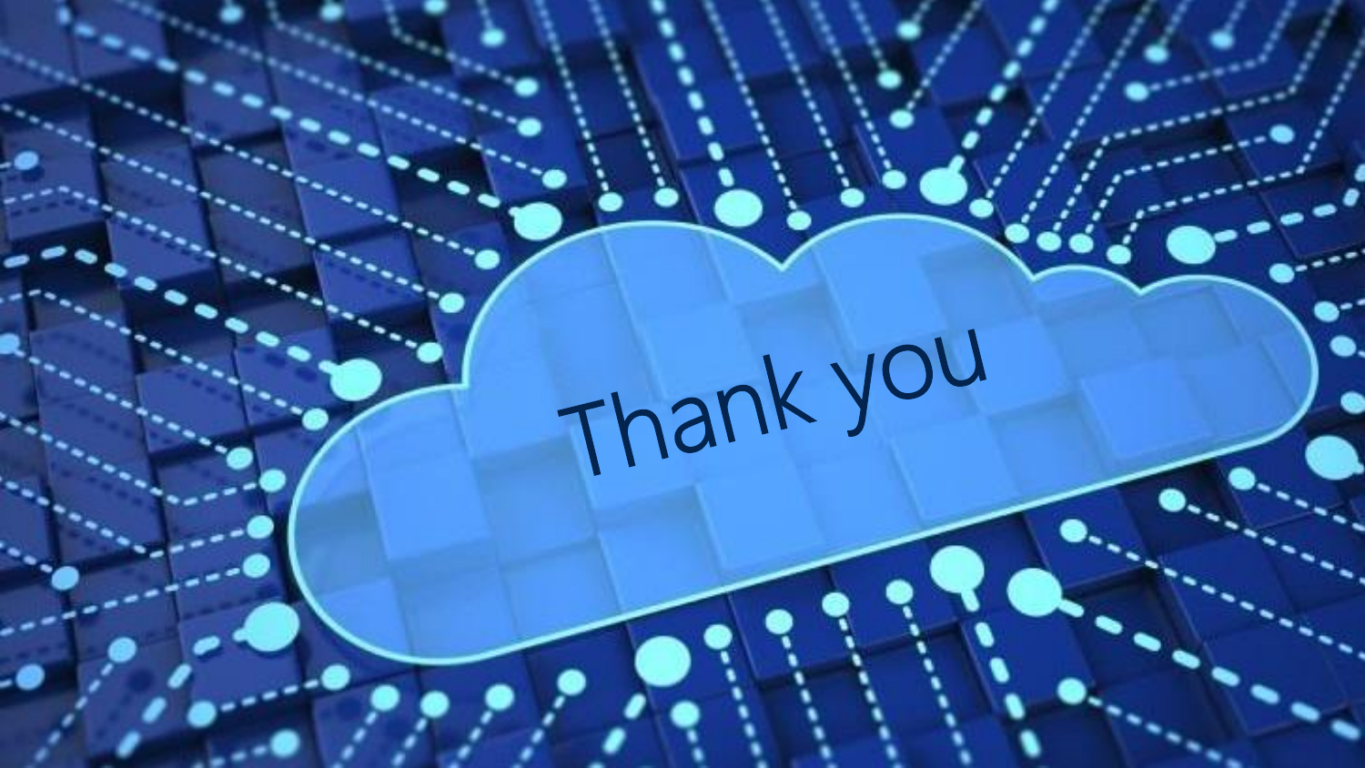Thank you